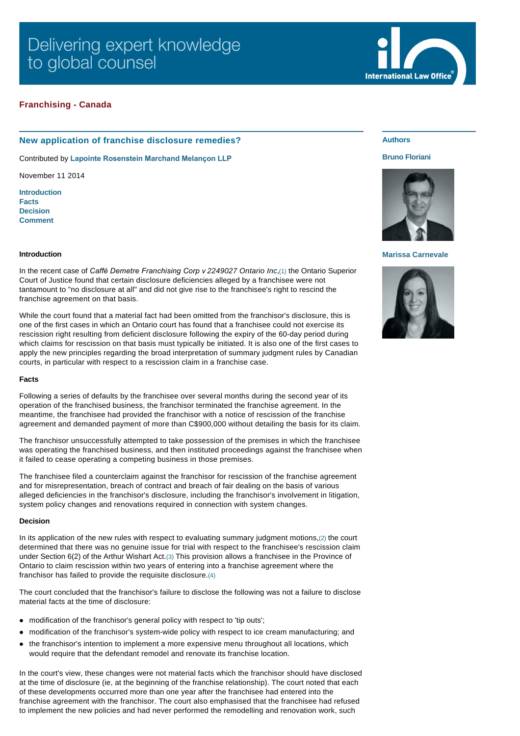Delivering expert knowledge to global counsel

International Law Office

**Franchising - Canada**

## New application of franchise disclosure remedies?

Contributed by **Lapointe Rosenstein Marchand Melançon LLP**

November 11 2014

**Authors**

**Bruno Floriani**

**Marissa Carnevale**

Introduction
Facts
Decision
Comment

### Introduction

In the recent case of *Caffé Demetre Franchising Corp v 2249027 Ontario Inc*,(1) the Ontario Superior Court of Justice found that certain disclosure deficiencies alleged by a franchisee were not tantamount to "no disclosure at all" and did not give rise to the franchisee's right to rescind the franchise agreement on that basis.

While the court found that a material fact had been omitted from the franchisor's disclosure, this is one of the first cases in which an Ontario court has found that a franchisee could not exercise its rescission right resulting from deficient disclosure following the expiry of the 60-day period during which claims for rescission on that basis must typically be initiated. It is also one of the first cases to apply the new principles regarding the broad interpretation of summary judgment rules by Canadian courts, in particular with respect to a rescission claim in a franchise case.

### Facts

Following a series of defaults by the franchisee over several months during the second year of its operation of the franchised business, the franchisor terminated the franchise agreement. In the meantime, the franchisee had provided the franchisor with a notice of rescission of the franchise agreement and demanded payment of more than C$900,000 without detailing the basis for its claim.

The franchisor unsuccessfully attempted to take possession of the premises in which the franchisee was operating the franchised business, and then instituted proceedings against the franchisee when it failed to cease operating a competing business in those premises.

The franchisee filed a counterclaim against the franchisor for rescission of the franchise agreement and for misrepresentation, breach of contract and breach of fair dealing on the basis of various alleged deficiencies in the franchisor's disclosure, including the franchisor's involvement in litigation, system policy changes and renovations required in connection with system changes.

### Decision

In its application of the new rules with respect to evaluating summary judgment motions,(2) the court determined that there was no genuine issue for trial with respect to the franchisee's rescission claim under Section 6(2) of the Arthur Wishart Act.(3) This provision allows a franchisee in the Province of Ontario to claim rescission within two years of entering into a franchise agreement where the franchisor has failed to provide the requisite disclosure.(4)

The court concluded that the franchisor's failure to disclose the following was not a failure to disclose material facts at the time of disclosure:

- modification of the franchisor's general policy with respect to 'tip outs';
- modification of the franchisor's system-wide policy with respect to ice cream manufacturing; and
- the franchisor's intention to implement a more expensive menu throughout all locations, which would require that the defendant remodel and renovate its franchise location.

In the court's view, these changes were not material facts which the franchisor should have disclosed at the time of disclosure (ie, at the beginning of the franchise relationship). The court noted that each of these developments occurred more than one year after the franchisee had entered into the franchise agreement with the franchisor. The court also emphasised that the franchisee had refused to implement the new policies and had never performed the remodelling and renovation work, such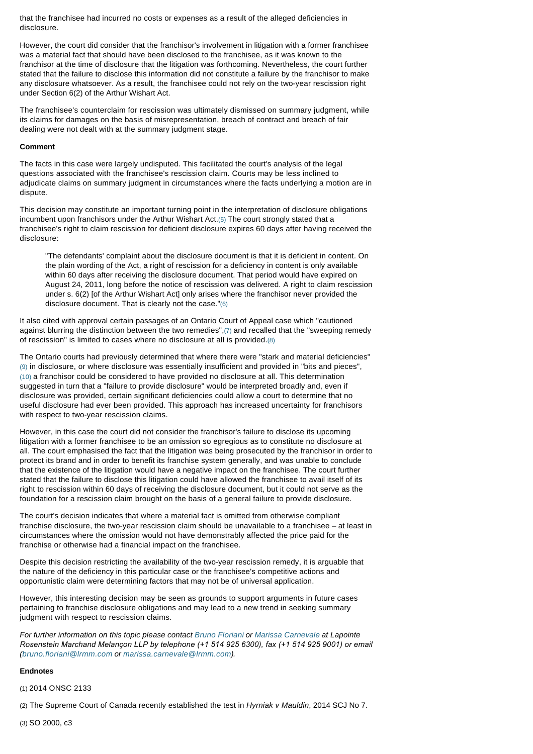that the franchisee had incurred no costs or expenses as a result of the alleged deficiencies in disclosure.

However, the court did consider that the franchisor's involvement in litigation with a former franchisee was a material fact that should have been disclosed to the franchisee, as it was known to the franchisor at the time of disclosure that the litigation was forthcoming. Nevertheless, the court further stated that the failure to disclose this information did not constitute a failure by the franchisor to make any disclosure whatsoever. As a result, the franchisee could not rely on the two-year rescission right under Section 6(2) of the Arthur Wishart Act.

The franchisee's counterclaim for rescission was ultimately dismissed on summary judgment, while its claims for damages on the basis of misrepresentation, breach of contract and breach of fair dealing were not dealt with at the summary judgment stage.

**Comment**

The facts in this case were largely undisputed. This facilitated the court's analysis of the legal questions associated with the franchisee's rescission claim. Courts may be less inclined to adjudicate claims on summary judgment in circumstances where the facts underlying a motion are in dispute.

This decision may constitute an important turning point in the interpretation of disclosure obligations incumbent upon franchisors under the Arthur Wishart Act.(5) The court strongly stated that a franchisee's right to claim rescission for deficient disclosure expires 60 days after having received the disclosure:

> "The defendants' complaint about the disclosure document is that it is deficient in content. On the plain wording of the Act, a right of rescission for a deficiency in content is only available within 60 days after receiving the disclosure document. That period would have expired on August 24, 2011, long before the notice of rescission was delivered. A right to claim rescission under s. 6(2) [of the Arthur Wishart Act] only arises where the franchisor never provided the disclosure document. That is clearly not the case."(6)

It also cited with approval certain passages of an Ontario Court of Appeal case which "cautioned against blurring the distinction between the two remedies",(7) and recalled that the "sweeping remedy of rescission" is limited to cases where no disclosure at all is provided.(8)

The Ontario courts had previously determined that where there were "stark and material deficiencies" (9) in disclosure, or where disclosure was essentially insufficient and provided in "bits and pieces", (10) a franchisor could be considered to have provided no disclosure at all. This determination suggested in turn that a "failure to provide disclosure" would be interpreted broadly and, even if disclosure was provided, certain significant deficiencies could allow a court to determine that no useful disclosure had ever been provided. This approach has increased uncertainty for franchisors with respect to two-year rescission claims.

However, in this case the court did not consider the franchisor's failure to disclose its upcoming litigation with a former franchisee to be an omission so egregious as to constitute no disclosure at all. The court emphasised the fact that the litigation was being prosecuted by the franchisor in order to protect its brand and in order to benefit its franchise system generally, and was unable to conclude that the existence of the litigation would have a negative impact on the franchisee. The court further stated that the failure to disclose this litigation could have allowed the franchisee to avail itself of its right to rescission within 60 days of receiving the disclosure document, but it could not serve as the foundation for a rescission claim brought on the basis of a general failure to provide disclosure.

The court's decision indicates that where a material fact is omitted from otherwise compliant franchise disclosure, the two-year rescission claim should be unavailable to a franchisee – at least in circumstances where the omission would not have demonstrably affected the price paid for the franchise or otherwise had a financial impact on the franchisee.

Despite this decision restricting the availability of the two-year rescission remedy, it is arguable that the nature of the deficiency in this particular case or the franchisee's competitive actions and opportunistic claim were determining factors that may not be of universal application.

However, this interesting decision may be seen as grounds to support arguments in future cases pertaining to franchise disclosure obligations and may lead to a new trend in seeking summary judgment with respect to rescission claims.

*For further information on this topic please contact Bruno Floriani or Marissa Carnevale at Lapointe Rosenstein Marchand Melançon LLP by telephone (+1 514 925 6300), fax (+1 514 925 9001) or email (bruno.floriani@lrmm.com or marissa.carnevale@lrmm.com).*

**Endnotes**

(1) 2014 ONSC 2133

(2) The Supreme Court of Canada recently established the test in *Hyrniak v Mauldin*, 2014 SCJ No 7.

(3) SO 2000, c3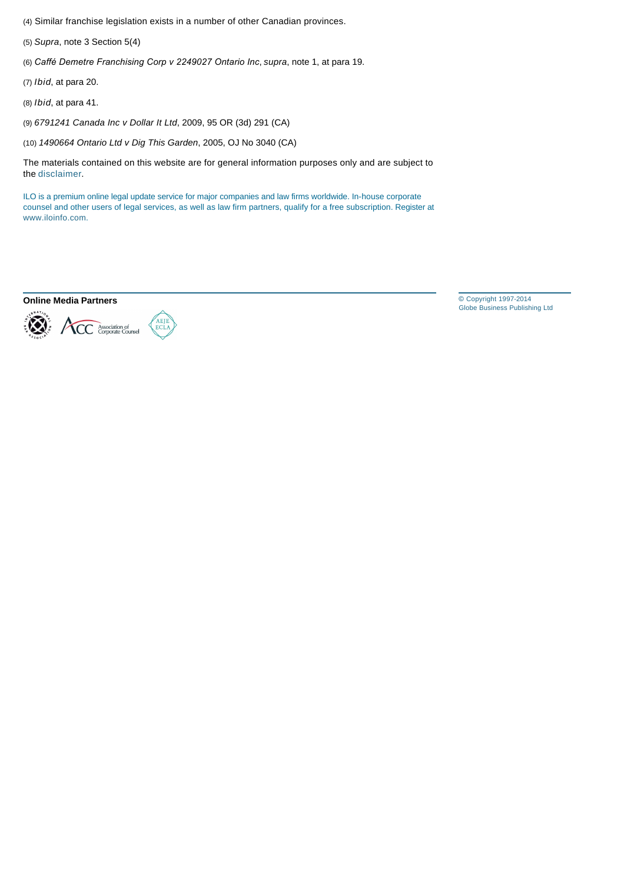(4) Similar franchise legislation exists in a number of other Canadian provinces.

(5) *Supra*, note 3 Section 5(4)

(6) *Caffé Demetre Franchising Corp v 2249027 Ontario Inc*, *supra*, note 1, at para 19.

(7) *Ibid*, at para 20.

(8) *Ibid*, at para 41.

(9) *6791241 Canada Inc v Dollar It Ltd*, 2009, 95 OR (3d) 291 (CA)

(10) *1490664 Ontario Ltd v Dig This Garden*, 2005, OJ No 3040 (CA)

The materials contained on this website are for general information purposes only and are subject to the disclaimer.

ILO is a premium online legal update service for major companies and law firms worldwide. In-house corporate counsel and other users of legal services, as well as law firm partners, qualify for a free subscription. Register at www.iloinfo.com.

**Online Media Partners**

© Copyright 1997-2014
Globe Business Publishing Ltd